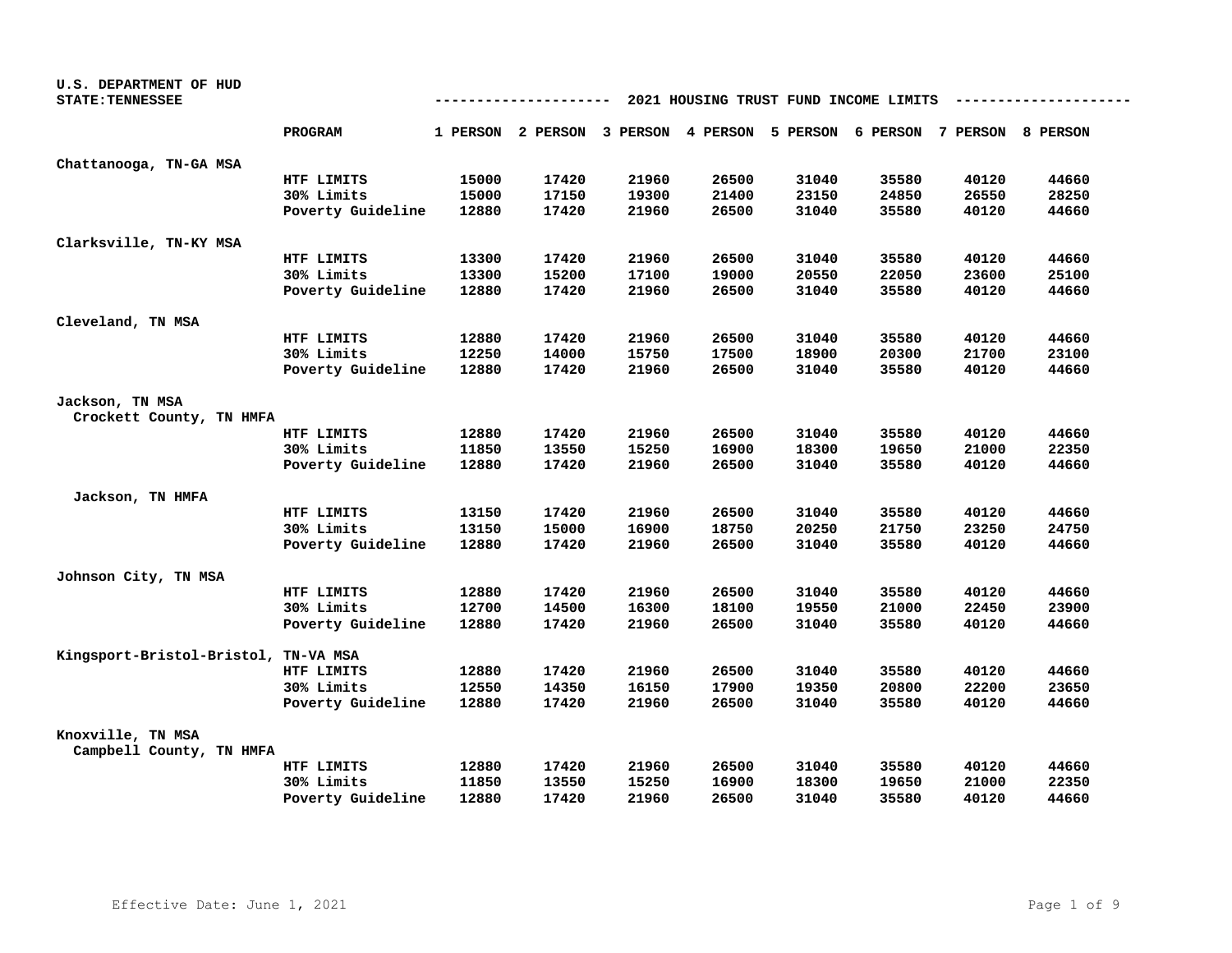U.S. DEPARTMENT OF HUD
STATE: TENNESSEE

# 2021 HOUSING TRUST FUND INCOME LIMITS

| | PROGRAM | 1 PERSON | 2 PERSON | 3 PERSON | 4 PERSON | 5 PERSON | 6 PERSON | 7 PERSON | 8 PERSON |
|---|---|---|---|---|---|---|---|---|---|
| **Chattanooga, TN-GA MSA** | | | | | | | | | |
| | HTF LIMITS | 15000 | 17420 | 21960 | 26500 | 31040 | 35580 | 40120 | 44660 |
| | 30% Limits | 15000 | 17150 | 19300 | 21400 | 23150 | 24850 | 26550 | 28250 |
| | Poverty Guideline | 12880 | 17420 | 21960 | 26500 | 31040 | 35580 | 40120 | 44660 |
| **Clarksville, TN-KY MSA** | | | | | | | | | |
| | HTF LIMITS | 13300 | 17420 | 21960 | 26500 | 31040 | 35580 | 40120 | 44660 |
| | 30% Limits | 13300 | 15200 | 17100 | 19000 | 20550 | 22050 | 23600 | 25100 |
| | Poverty Guideline | 12880 | 17420 | 21960 | 26500 | 31040 | 35580 | 40120 | 44660 |
| **Cleveland, TN MSA** | | | | | | | | | |
| | HTF LIMITS | 12880 | 17420 | 21960 | 26500 | 31040 | 35580 | 40120 | 44660 |
| | 30% Limits | 12250 | 14000 | 15750 | 17500 | 18900 | 20300 | 21700 | 23100 |
| | Poverty Guideline | 12880 | 17420 | 21960 | 26500 | 31040 | 35580 | 40120 | 44660 |
| **Jackson, TN MSA** | | | | | | | | | |
| **Crockett County, TN HMFA** | | | | | | | | | |
| | HTF LIMITS | 12880 | 17420 | 21960 | 26500 | 31040 | 35580 | 40120 | 44660 |
| | 30% Limits | 11850 | 13550 | 15250 | 16900 | 18300 | 19650 | 21000 | 22350 |
| | Poverty Guideline | 12880 | 17420 | 21960 | 26500 | 31040 | 35580 | 40120 | 44660 |
| **Jackson, TN HMFA** | | | | | | | | | |
| | HTF LIMITS | 13150 | 17420 | 21960 | 26500 | 31040 | 35580 | 40120 | 44660 |
| | 30% Limits | 13150 | 15000 | 16900 | 18750 | 20250 | 21750 | 23250 | 24750 |
| | Poverty Guideline | 12880 | 17420 | 21960 | 26500 | 31040 | 35580 | 40120 | 44660 |
| **Johnson City, TN MSA** | | | | | | | | | |
| | HTF LIMITS | 12880 | 17420 | 21960 | 26500 | 31040 | 35580 | 40120 | 44660 |
| | 30% Limits | 12700 | 14500 | 16300 | 18100 | 19550 | 21000 | 22450 | 23900 |
| | Poverty Guideline | 12880 | 17420 | 21960 | 26500 | 31040 | 35580 | 40120 | 44660 |
| **Kingsport-Bristol-Bristol, TN-VA MSA** | | | | | | | | | |
| | HTF LIMITS | 12880 | 17420 | 21960 | 26500 | 31040 | 35580 | 40120 | 44660 |
| | 30% Limits | 12550 | 14350 | 16150 | 17900 | 19350 | 20800 | 22200 | 23650 |
| | Poverty Guideline | 12880 | 17420 | 21960 | 26500 | 31040 | 35580 | 40120 | 44660 |
| **Knoxville, TN MSA** | | | | | | | | | |
| **Campbell County, TN HMFA** | | | | | | | | | |
| | HTF LIMITS | 12880 | 17420 | 21960 | 26500 | 31040 | 35580 | 40120 | 44660 |
| | 30% Limits | 11850 | 13550 | 15250 | 16900 | 18300 | 19650 | 21000 | 22350 |
| | Poverty Guideline | 12880 | 17420 | 21960 | 26500 | 31040 | 35580 | 40120 | 44660 |

Effective Date: June 1, 2021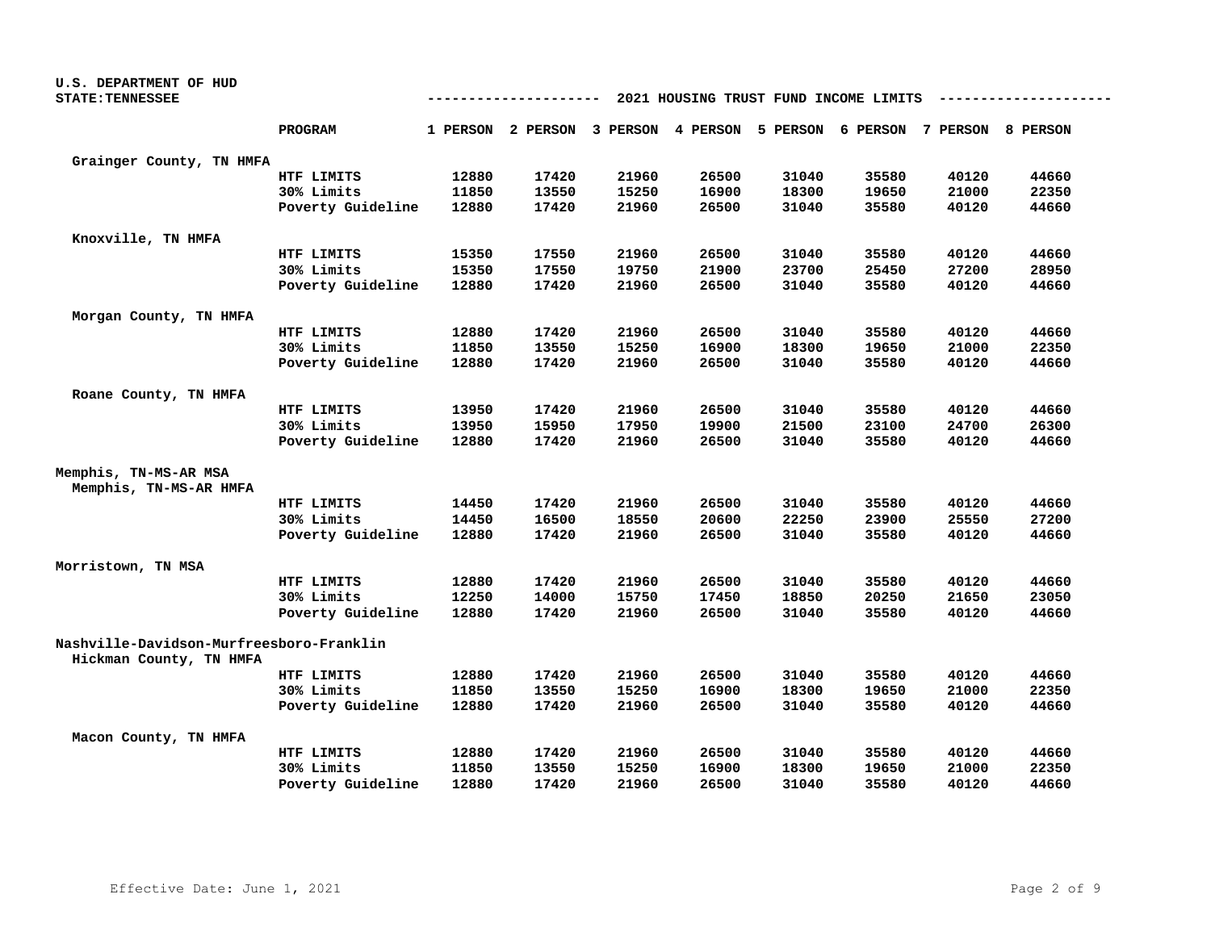U.S. DEPARTMENT OF HUD
STATE: TENNESSEE

## 2021 HOUSING TRUST FUND INCOME LIMITS

| | PROGRAM | 1 PERSON | 2 PERSON | 3 PERSON | 4 PERSON | 5 PERSON | 6 PERSON | 7 PERSON | 8 PERSON |
|---|---|---|---|---|---|---|---|---|---|
| Grainger County, TN HMFA | | | | | | | | | |
| | HTF LIMITS | 12880 | 17420 | 21960 | 26500 | 31040 | 35580 | 40120 | 44660 |
| | 30% Limits | 11850 | 13550 | 15250 | 16900 | 18300 | 19650 | 21000 | 22350 |
| | Poverty Guideline | 12880 | 17420 | 21960 | 26500 | 31040 | 35580 | 40120 | 44660 |
| Knoxville, TN HMFA | | | | | | | | | |
| | HTF LIMITS | 15350 | 17550 | 21960 | 26500 | 31040 | 35580 | 40120 | 44660 |
| | 30% Limits | 15350 | 17550 | 19750 | 21900 | 23700 | 25450 | 27200 | 28950 |
| | Poverty Guideline | 12880 | 17420 | 21960 | 26500 | 31040 | 35580 | 40120 | 44660 |
| Morgan County, TN HMFA | | | | | | | | | |
| | HTF LIMITS | 12880 | 17420 | 21960 | 26500 | 31040 | 35580 | 40120 | 44660 |
| | 30% Limits | 11850 | 13550 | 15250 | 16900 | 18300 | 19650 | 21000 | 22350 |
| | Poverty Guideline | 12880 | 17420 | 21960 | 26500 | 31040 | 35580 | 40120 | 44660 |
| Roane County, TN HMFA | | | | | | | | | |
| | HTF LIMITS | 13950 | 17420 | 21960 | 26500 | 31040 | 35580 | 40120 | 44660 |
| | 30% Limits | 13950 | 15950 | 17950 | 19900 | 21500 | 23100 | 24700 | 26300 |
| | Poverty Guideline | 12880 | 17420 | 21960 | 26500 | 31040 | 35580 | 40120 | 44660 |
| Memphis, TN-MS-AR MSA | | | | | | | | | |
| Memphis, TN-MS-AR HMFA | | | | | | | | | |
| | HTF LIMITS | 14450 | 17420 | 21960 | 26500 | 31040 | 35580 | 40120 | 44660 |
| | 30% Limits | 14450 | 16500 | 18550 | 20600 | 22250 | 23900 | 25550 | 27200 |
| | Poverty Guideline | 12880 | 17420 | 21960 | 26500 | 31040 | 35580 | 40120 | 44660 |
| Morristown, TN MSA | | | | | | | | | |
| | HTF LIMITS | 12880 | 17420 | 21960 | 26500 | 31040 | 35580 | 40120 | 44660 |
| | 30% Limits | 12250 | 14000 | 15750 | 17450 | 18850 | 20250 | 21650 | 23050 |
| | Poverty Guideline | 12880 | 17420 | 21960 | 26500 | 31040 | 35580 | 40120 | 44660 |
| Nashville-Davidson-Murfreesboro-Franklin | | | | | | | | | |
| Hickman County, TN HMFA | | | | | | | | | |
| | HTF LIMITS | 12880 | 17420 | 21960 | 26500 | 31040 | 35580 | 40120 | 44660 |
| | 30% Limits | 11850 | 13550 | 15250 | 16900 | 18300 | 19650 | 21000 | 22350 |
| | Poverty Guideline | 12880 | 17420 | 21960 | 26500 | 31040 | 35580 | 40120 | 44660 |
| Macon County, TN HMFA | | | | | | | | | |
| | HTF LIMITS | 12880 | 17420 | 21960 | 26500 | 31040 | 35580 | 40120 | 44660 |
| | 30% Limits | 11850 | 13550 | 15250 | 16900 | 18300 | 19650 | 21000 | 22350 |
| | Poverty Guideline | 12880 | 17420 | 21960 | 26500 | 31040 | 35580 | 40120 | 44660 |

Effective Date: June 1, 2021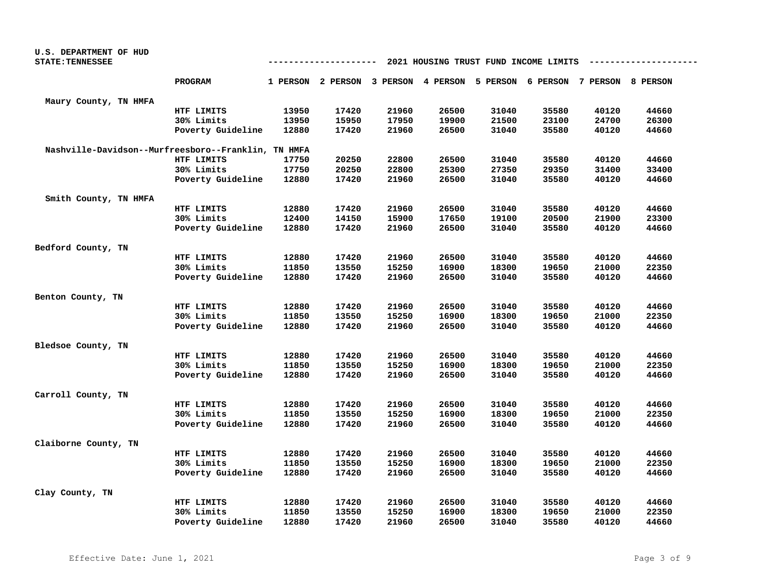U.S. DEPARTMENT OF HUD
STATE:TENNESSEE

2021 HOUSING TRUST FUND INCOME LIMITS

| | PROGRAM | 1 PERSON | 2 PERSON | 3 PERSON | 4 PERSON | 5 PERSON | 6 PERSON | 7 PERSON | 8 PERSON |
|---|---|---|---|---|---|---|---|---|---|
| Maury County, TN HMFA | | | | | | | | | |
| | HTF LIMITS | 13950 | 17420 | 21960 | 26500 | 31040 | 35580 | 40120 | 44660 |
| | 30% Limits | 13950 | 15950 | 17950 | 19900 | 21500 | 23100 | 24700 | 26300 |
| | Poverty Guideline | 12880 | 17420 | 21960 | 26500 | 31040 | 35580 | 40120 | 44660 |
| Nashville-Davidson--Murfreesboro--Franklin, TN HMFA | | | | | | | | | |
| | HTF LIMITS | 17750 | 20250 | 22800 | 26500 | 31040 | 35580 | 40120 | 44660 |
| | 30% Limits | 17750 | 20250 | 22800 | 25300 | 27350 | 29350 | 31400 | 33400 |
| | Poverty Guideline | 12880 | 17420 | 21960 | 26500 | 31040 | 35580 | 40120 | 44660 |
| Smith County, TN HMFA | | | | | | | | | |
| | HTF LIMITS | 12880 | 17420 | 21960 | 26500 | 31040 | 35580 | 40120 | 44660 |
| | 30% Limits | 12400 | 14150 | 15900 | 17650 | 19100 | 20500 | 21900 | 23300 |
| | Poverty Guideline | 12880 | 17420 | 21960 | 26500 | 31040 | 35580 | 40120 | 44660 |
| Bedford County, TN | | | | | | | | | |
| | HTF LIMITS | 12880 | 17420 | 21960 | 26500 | 31040 | 35580 | 40120 | 44660 |
| | 30% Limits | 11850 | 13550 | 15250 | 16900 | 18300 | 19650 | 21000 | 22350 |
| | Poverty Guideline | 12880 | 17420 | 21960 | 26500 | 31040 | 35580 | 40120 | 44660 |
| Benton County, TN | | | | | | | | | |
| | HTF LIMITS | 12880 | 17420 | 21960 | 26500 | 31040 | 35580 | 40120 | 44660 |
| | 30% Limits | 11850 | 13550 | 15250 | 16900 | 18300 | 19650 | 21000 | 22350 |
| | Poverty Guideline | 12880 | 17420 | 21960 | 26500 | 31040 | 35580 | 40120 | 44660 |
| Bledsoe County, TN | | | | | | | | | |
| | HTF LIMITS | 12880 | 17420 | 21960 | 26500 | 31040 | 35580 | 40120 | 44660 |
| | 30% Limits | 11850 | 13550 | 15250 | 16900 | 18300 | 19650 | 21000 | 22350 |
| | Poverty Guideline | 12880 | 17420 | 21960 | 26500 | 31040 | 35580 | 40120 | 44660 |
| Carroll County, TN | | | | | | | | | |
| | HTF LIMITS | 12880 | 17420 | 21960 | 26500 | 31040 | 35580 | 40120 | 44660 |
| | 30% Limits | 11850 | 13550 | 15250 | 16900 | 18300 | 19650 | 21000 | 22350 |
| | Poverty Guideline | 12880 | 17420 | 21960 | 26500 | 31040 | 35580 | 40120 | 44660 |
| Claiborne County, TN | | | | | | | | | |
| | HTF LIMITS | 12880 | 17420 | 21960 | 26500 | 31040 | 35580 | 40120 | 44660 |
| | 30% Limits | 11850 | 13550 | 15250 | 16900 | 18300 | 19650 | 21000 | 22350 |
| | Poverty Guideline | 12880 | 17420 | 21960 | 26500 | 31040 | 35580 | 40120 | 44660 |
| Clay County, TN | | | | | | | | | |
| | HTF LIMITS | 12880 | 17420 | 21960 | 26500 | 31040 | 35580 | 40120 | 44660 |
| | 30% Limits | 11850 | 13550 | 15250 | 16900 | 18300 | 19650 | 21000 | 22350 |
| | Poverty Guideline | 12880 | 17420 | 21960 | 26500 | 31040 | 35580 | 40120 | 44660 |

Effective Date: June 1, 2021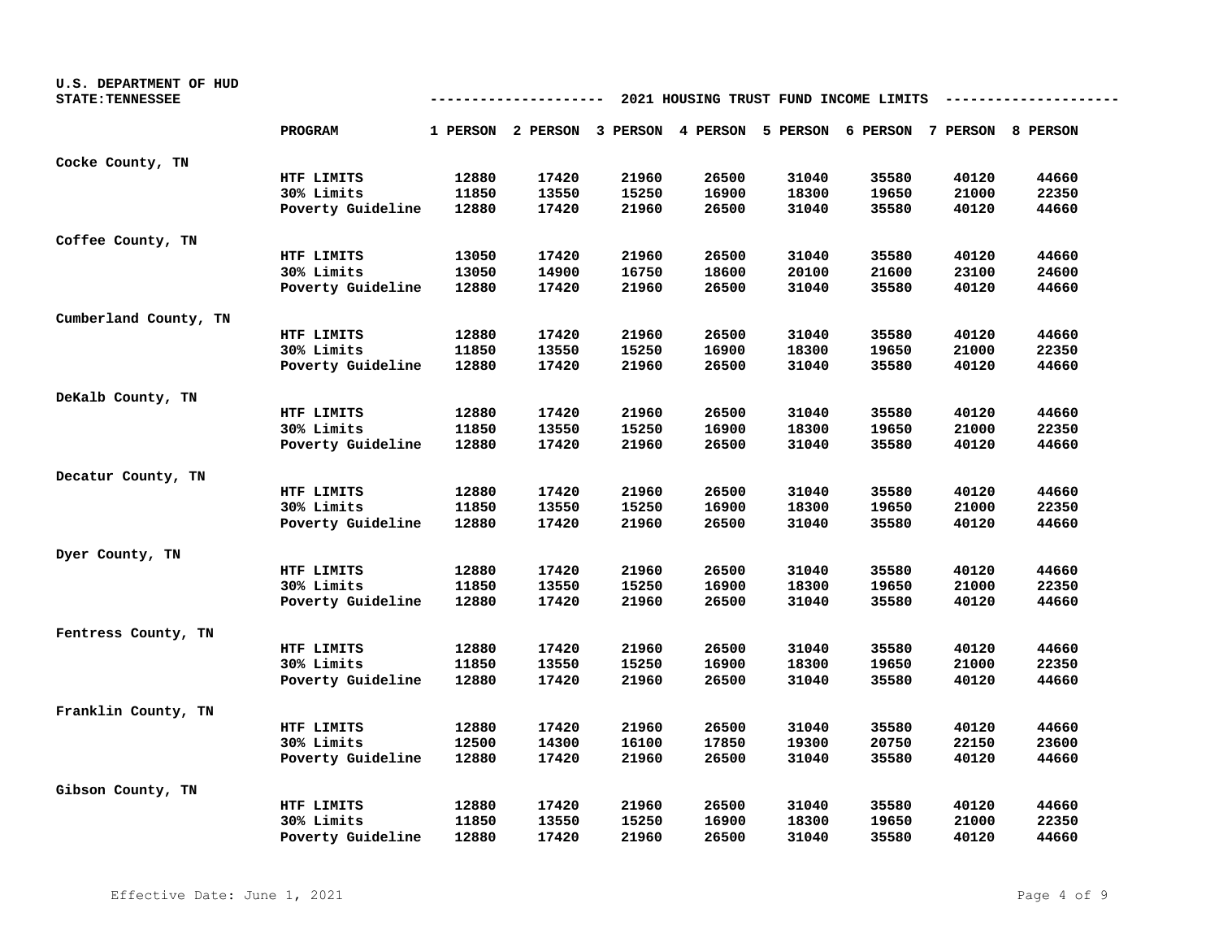U.S. DEPARTMENT OF HUD
STATE: TENNESSEE

## 2021 HOUSING TRUST FUND INCOME LIMITS

| | PROGRAM | 1 PERSON | 2 PERSON | 3 PERSON | 4 PERSON | 5 PERSON | 6 PERSON | 7 PERSON | 8 PERSON |
|---|---|---|---|---|---|---|---|---|---|
| Cocke County, TN | | | | | | | | | |
| | HTF LIMITS | 12880 | 17420 | 21960 | 26500 | 31040 | 35580 | 40120 | 44660 |
| | 30% Limits | 11850 | 13550 | 15250 | 16900 | 18300 | 19650 | 21000 | 22350 |
| | Poverty Guideline | 12880 | 17420 | 21960 | 26500 | 31040 | 35580 | 40120 | 44660 |
| Coffee County, TN | | | | | | | | | |
| | HTF LIMITS | 13050 | 17420 | 21960 | 26500 | 31040 | 35580 | 40120 | 44660 |
| | 30% Limits | 13050 | 14900 | 16750 | 18600 | 20100 | 21600 | 23100 | 24600 |
| | Poverty Guideline | 12880 | 17420 | 21960 | 26500 | 31040 | 35580 | 40120 | 44660 |
| Cumberland County, TN | | | | | | | | | |
| | HTF LIMITS | 12880 | 17420 | 21960 | 26500 | 31040 | 35580 | 40120 | 44660 |
| | 30% Limits | 11850 | 13550 | 15250 | 16900 | 18300 | 19650 | 21000 | 22350 |
| | Poverty Guideline | 12880 | 17420 | 21960 | 26500 | 31040 | 35580 | 40120 | 44660 |
| DeKalb County, TN | | | | | | | | | |
| | HTF LIMITS | 12880 | 17420 | 21960 | 26500 | 31040 | 35580 | 40120 | 44660 |
| | 30% Limits | 11850 | 13550 | 15250 | 16900 | 18300 | 19650 | 21000 | 22350 |
| | Poverty Guideline | 12880 | 17420 | 21960 | 26500 | 31040 | 35580 | 40120 | 44660 |
| Decatur County, TN | | | | | | | | | |
| | HTF LIMITS | 12880 | 17420 | 21960 | 26500 | 31040 | 35580 | 40120 | 44660 |
| | 30% Limits | 11850 | 13550 | 15250 | 16900 | 18300 | 19650 | 21000 | 22350 |
| | Poverty Guideline | 12880 | 17420 | 21960 | 26500 | 31040 | 35580 | 40120 | 44660 |
| Dyer County, TN | | | | | | | | | |
| | HTF LIMITS | 12880 | 17420 | 21960 | 26500 | 31040 | 35580 | 40120 | 44660 |
| | 30% Limits | 11850 | 13550 | 15250 | 16900 | 18300 | 19650 | 21000 | 22350 |
| | Poverty Guideline | 12880 | 17420 | 21960 | 26500 | 31040 | 35580 | 40120 | 44660 |
| Fentress County, TN | | | | | | | | | |
| | HTF LIMITS | 12880 | 17420 | 21960 | 26500 | 31040 | 35580 | 40120 | 44660 |
| | 30% Limits | 11850 | 13550 | 15250 | 16900 | 18300 | 19650 | 21000 | 22350 |
| | Poverty Guideline | 12880 | 17420 | 21960 | 26500 | 31040 | 35580 | 40120 | 44660 |
| Franklin County, TN | | | | | | | | | |
| | HTF LIMITS | 12880 | 17420 | 21960 | 26500 | 31040 | 35580 | 40120 | 44660 |
| | 30% Limits | 12500 | 14300 | 16100 | 17850 | 19300 | 20750 | 22150 | 23600 |
| | Poverty Guideline | 12880 | 17420 | 21960 | 26500 | 31040 | 35580 | 40120 | 44660 |
| Gibson County, TN | | | | | | | | | |
| | HTF LIMITS | 12880 | 17420 | 21960 | 26500 | 31040 | 35580 | 40120 | 44660 |
| | 30% Limits | 11850 | 13550 | 15250 | 16900 | 18300 | 19650 | 21000 | 22350 |
| | Poverty Guideline | 12880 | 17420 | 21960 | 26500 | 31040 | 35580 | 40120 | 44660 |

Effective Date: June 1, 2021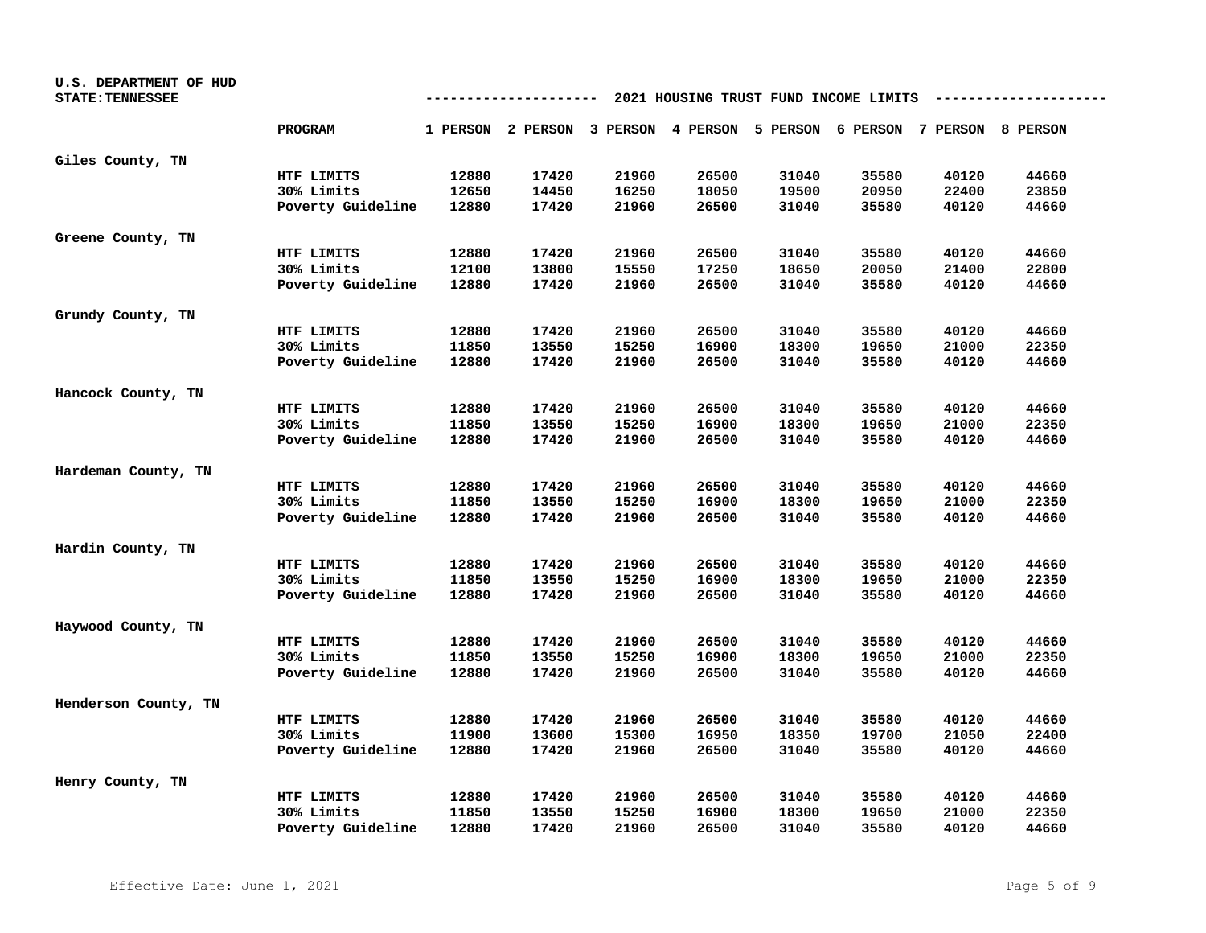U.S. DEPARTMENT OF HUD
STATE:TENNESSEE

## 2021 HOUSING TRUST FUND INCOME LIMITS

| | PROGRAM | 1 PERSON | 2 PERSON | 3 PERSON | 4 PERSON | 5 PERSON | 6 PERSON | 7 PERSON | 8 PERSON |
|---|---|---|---|---|---|---|---|---|---|
| Giles County, TN | | | | | | | | | |
| | HTF LIMITS | 12880 | 17420 | 21960 | 26500 | 31040 | 35580 | 40120 | 44660 |
| | 30% Limits | 12650 | 14450 | 16250 | 18050 | 19500 | 20950 | 22400 | 23850 |
| | Poverty Guideline | 12880 | 17420 | 21960 | 26500 | 31040 | 35580 | 40120 | 44660 |
| Greene County, TN | | | | | | | | | |
| | HTF LIMITS | 12880 | 17420 | 21960 | 26500 | 31040 | 35580 | 40120 | 44660 |
| | 30% Limits | 12100 | 13800 | 15550 | 17250 | 18650 | 20050 | 21400 | 22800 |
| | Poverty Guideline | 12880 | 17420 | 21960 | 26500 | 31040 | 35580 | 40120 | 44660 |
| Grundy County, TN | | | | | | | | | |
| | HTF LIMITS | 12880 | 17420 | 21960 | 26500 | 31040 | 35580 | 40120 | 44660 |
| | 30% Limits | 11850 | 13550 | 15250 | 16900 | 18300 | 19650 | 21000 | 22350 |
| | Poverty Guideline | 12880 | 17420 | 21960 | 26500 | 31040 | 35580 | 40120 | 44660 |
| Hancock County, TN | | | | | | | | | |
| | HTF LIMITS | 12880 | 17420 | 21960 | 26500 | 31040 | 35580 | 40120 | 44660 |
| | 30% Limits | 11850 | 13550 | 15250 | 16900 | 18300 | 19650 | 21000 | 22350 |
| | Poverty Guideline | 12880 | 17420 | 21960 | 26500 | 31040 | 35580 | 40120 | 44660 |
| Hardeman County, TN | | | | | | | | | |
| | HTF LIMITS | 12880 | 17420 | 21960 | 26500 | 31040 | 35580 | 40120 | 44660 |
| | 30% Limits | 11850 | 13550 | 15250 | 16900 | 18300 | 19650 | 21000 | 22350 |
| | Poverty Guideline | 12880 | 17420 | 21960 | 26500 | 31040 | 35580 | 40120 | 44660 |
| Hardin County, TN | | | | | | | | | |
| | HTF LIMITS | 12880 | 17420 | 21960 | 26500 | 31040 | 35580 | 40120 | 44660 |
| | 30% Limits | 11850 | 13550 | 15250 | 16900 | 18300 | 19650 | 21000 | 22350 |
| | Poverty Guideline | 12880 | 17420 | 21960 | 26500 | 31040 | 35580 | 40120 | 44660 |
| Haywood County, TN | | | | | | | | | |
| | HTF LIMITS | 12880 | 17420 | 21960 | 26500 | 31040 | 35580 | 40120 | 44660 |
| | 30% Limits | 11850 | 13550 | 15250 | 16900 | 18300 | 19650 | 21000 | 22350 |
| | Poverty Guideline | 12880 | 17420 | 21960 | 26500 | 31040 | 35580 | 40120 | 44660 |
| Henderson County, TN | | | | | | | | | |
| | HTF LIMITS | 12880 | 17420 | 21960 | 26500 | 31040 | 35580 | 40120 | 44660 |
| | 30% Limits | 11900 | 13600 | 15300 | 16950 | 18350 | 19700 | 21050 | 22400 |
| | Poverty Guideline | 12880 | 17420 | 21960 | 26500 | 31040 | 35580 | 40120 | 44660 |
| Henry County, TN | | | | | | | | | |
| | HTF LIMITS | 12880 | 17420 | 21960 | 26500 | 31040 | 35580 | 40120 | 44660 |
| | 30% Limits | 11850 | 13550 | 15250 | 16900 | 18300 | 19650 | 21000 | 22350 |
| | Poverty Guideline | 12880 | 17420 | 21960 | 26500 | 31040 | 35580 | 40120 | 44660 |

Effective Date: June 1, 2021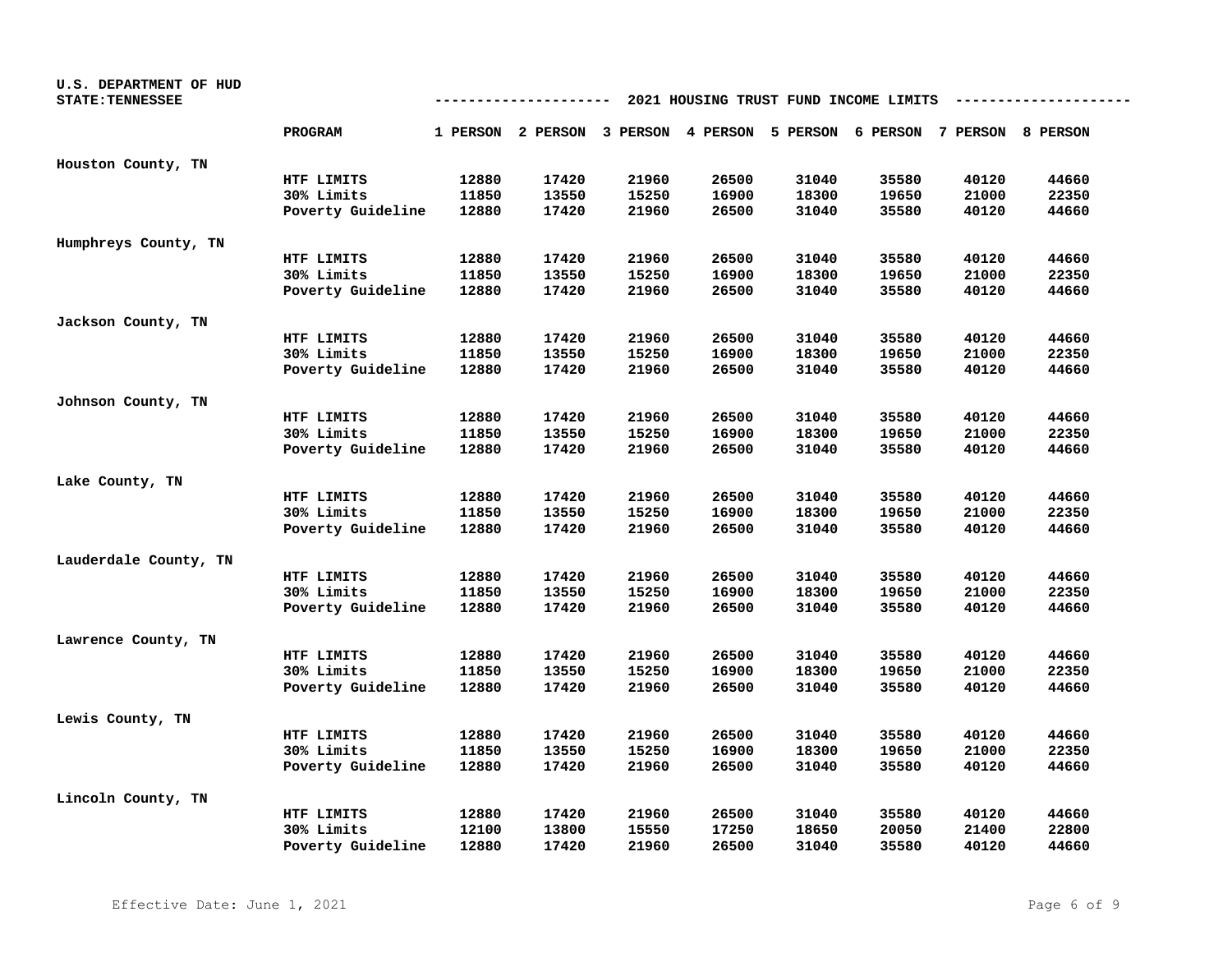U.S. DEPARTMENT OF HUD
STATE:TENNESSEE

## 2021 HOUSING TRUST FUND INCOME LIMITS

| | PROGRAM | 1 PERSON | 2 PERSON | 3 PERSON | 4 PERSON | 5 PERSON | 6 PERSON | 7 PERSON | 8 PERSON |
|---|---|---|---|---|---|---|---|---|---|
| Houston County, TN | | | | | | | | | |
| | HTF LIMITS | 12880 | 17420 | 21960 | 26500 | 31040 | 35580 | 40120 | 44660 |
| | 30% Limits | 11850 | 13550 | 15250 | 16900 | 18300 | 19650 | 21000 | 22350 |
| | Poverty Guideline | 12880 | 17420 | 21960 | 26500 | 31040 | 35580 | 40120 | 44660 |
| Humphreys County, TN | | | | | | | | | |
| | HTF LIMITS | 12880 | 17420 | 21960 | 26500 | 31040 | 35580 | 40120 | 44660 |
| | 30% Limits | 11850 | 13550 | 15250 | 16900 | 18300 | 19650 | 21000 | 22350 |
| | Poverty Guideline | 12880 | 17420 | 21960 | 26500 | 31040 | 35580 | 40120 | 44660 |
| Jackson County, TN | | | | | | | | | |
| | HTF LIMITS | 12880 | 17420 | 21960 | 26500 | 31040 | 35580 | 40120 | 44660 |
| | 30% Limits | 11850 | 13550 | 15250 | 16900 | 18300 | 19650 | 21000 | 22350 |
| | Poverty Guideline | 12880 | 17420 | 21960 | 26500 | 31040 | 35580 | 40120 | 44660 |
| Johnson County, TN | | | | | | | | | |
| | HTF LIMITS | 12880 | 17420 | 21960 | 26500 | 31040 | 35580 | 40120 | 44660 |
| | 30% Limits | 11850 | 13550 | 15250 | 16900 | 18300 | 19650 | 21000 | 22350 |
| | Poverty Guideline | 12880 | 17420 | 21960 | 26500 | 31040 | 35580 | 40120 | 44660 |
| Lake County, TN | | | | | | | | | |
| | HTF LIMITS | 12880 | 17420 | 21960 | 26500 | 31040 | 35580 | 40120 | 44660 |
| | 30% Limits | 11850 | 13550 | 15250 | 16900 | 18300 | 19650 | 21000 | 22350 |
| | Poverty Guideline | 12880 | 17420 | 21960 | 26500 | 31040 | 35580 | 40120 | 44660 |
| Lauderdale County, TN | | | | | | | | | |
| | HTF LIMITS | 12880 | 17420 | 21960 | 26500 | 31040 | 35580 | 40120 | 44660 |
| | 30% Limits | 11850 | 13550 | 15250 | 16900 | 18300 | 19650 | 21000 | 22350 |
| | Poverty Guideline | 12880 | 17420 | 21960 | 26500 | 31040 | 35580 | 40120 | 44660 |
| Lawrence County, TN | | | | | | | | | |
| | HTF LIMITS | 12880 | 17420 | 21960 | 26500 | 31040 | 35580 | 40120 | 44660 |
| | 30% Limits | 11850 | 13550 | 15250 | 16900 | 18300 | 19650 | 21000 | 22350 |
| | Poverty Guideline | 12880 | 17420 | 21960 | 26500 | 31040 | 35580 | 40120 | 44660 |
| Lewis County, TN | | | | | | | | | |
| | HTF LIMITS | 12880 | 17420 | 21960 | 26500 | 31040 | 35580 | 40120 | 44660 |
| | 30% Limits | 11850 | 13550 | 15250 | 16900 | 18300 | 19650 | 21000 | 22350 |
| | Poverty Guideline | 12880 | 17420 | 21960 | 26500 | 31040 | 35580 | 40120 | 44660 |
| Lincoln County, TN | | | | | | | | | |
| | HTF LIMITS | 12880 | 17420 | 21960 | 26500 | 31040 | 35580 | 40120 | 44660 |
| | 30% Limits | 12100 | 13800 | 15550 | 17250 | 18650 | 20050 | 21400 | 22800 |
| | Poverty Guideline | 12880 | 17420 | 21960 | 26500 | 31040 | 35580 | 40120 | 44660 |

Effective Date: June 1, 2021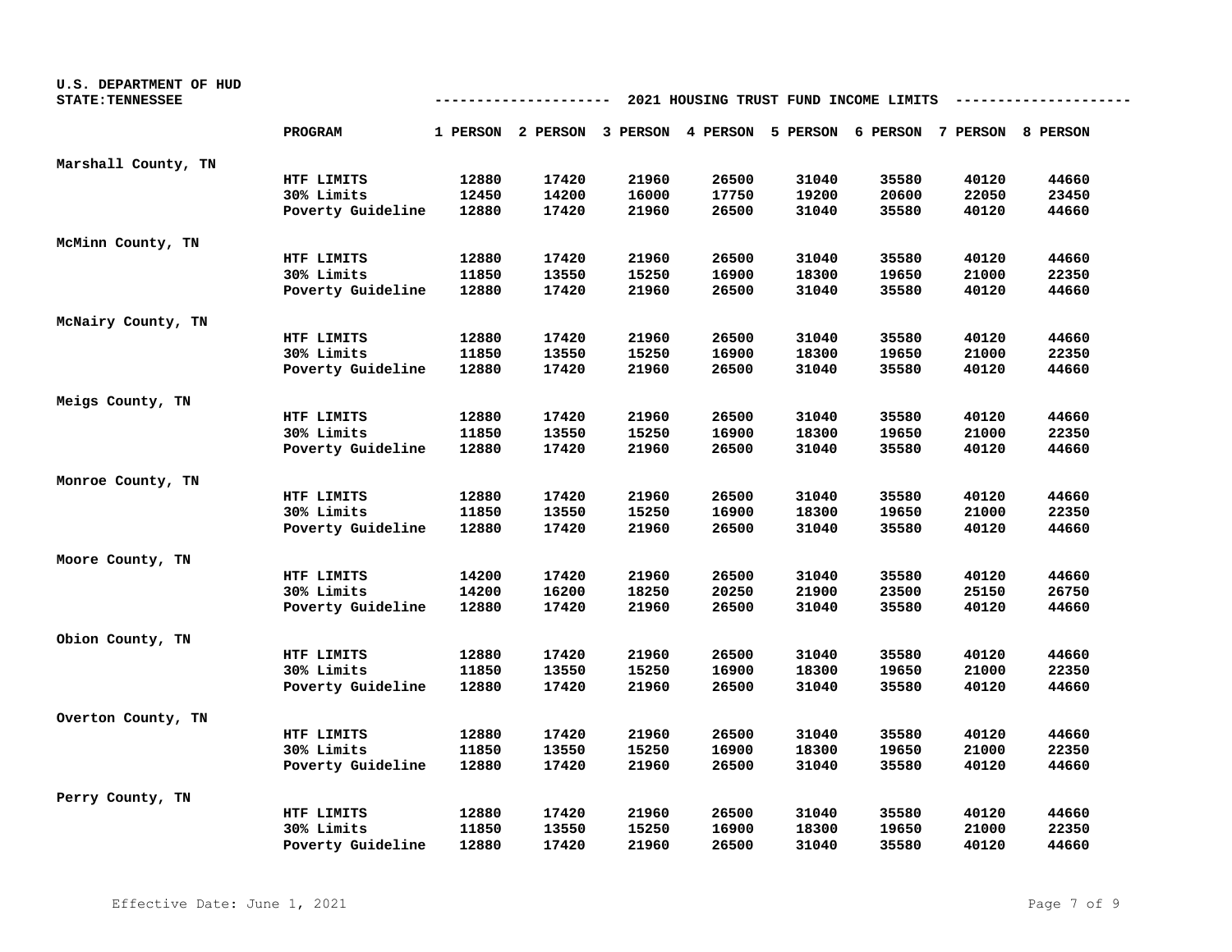U.S. DEPARTMENT OF HUD
STATE: TENNESSEE

## 2021 HOUSING TRUST FUND INCOME LIMITS

| | PROGRAM | 1 PERSON | 2 PERSON | 3 PERSON | 4 PERSON | 5 PERSON | 6 PERSON | 7 PERSON | 8 PERSON |
|---|---|---|---|---|---|---|---|---|---|
| Marshall County, TN | | | | | | | | | |
| | HTF LIMITS | 12880 | 17420 | 21960 | 26500 | 31040 | 35580 | 40120 | 44660 |
| | 30% Limits | 12450 | 14200 | 16000 | 17750 | 19200 | 20600 | 22050 | 23450 |
| | Poverty Guideline | 12880 | 17420 | 21960 | 26500 | 31040 | 35580 | 40120 | 44660 |
| McMinn County, TN | | | | | | | | | |
| | HTF LIMITS | 12880 | 17420 | 21960 | 26500 | 31040 | 35580 | 40120 | 44660 |
| | 30% Limits | 11850 | 13550 | 15250 | 16900 | 18300 | 19650 | 21000 | 22350 |
| | Poverty Guideline | 12880 | 17420 | 21960 | 26500 | 31040 | 35580 | 40120 | 44660 |
| McNairy County, TN | | | | | | | | | |
| | HTF LIMITS | 12880 | 17420 | 21960 | 26500 | 31040 | 35580 | 40120 | 44660 |
| | 30% Limits | 11850 | 13550 | 15250 | 16900 | 18300 | 19650 | 21000 | 22350 |
| | Poverty Guideline | 12880 | 17420 | 21960 | 26500 | 31040 | 35580 | 40120 | 44660 |
| Meigs County, TN | | | | | | | | | |
| | HTF LIMITS | 12880 | 17420 | 21960 | 26500 | 31040 | 35580 | 40120 | 44660 |
| | 30% Limits | 11850 | 13550 | 15250 | 16900 | 18300 | 19650 | 21000 | 22350 |
| | Poverty Guideline | 12880 | 17420 | 21960 | 26500 | 31040 | 35580 | 40120 | 44660 |
| Monroe County, TN | | | | | | | | | |
| | HTF LIMITS | 12880 | 17420 | 21960 | 26500 | 31040 | 35580 | 40120 | 44660 |
| | 30% Limits | 11850 | 13550 | 15250 | 16900 | 18300 | 19650 | 21000 | 22350 |
| | Poverty Guideline | 12880 | 17420 | 21960 | 26500 | 31040 | 35580 | 40120 | 44660 |
| Moore County, TN | | | | | | | | | |
| | HTF LIMITS | 14200 | 17420 | 21960 | 26500 | 31040 | 35580 | 40120 | 44660 |
| | 30% Limits | 14200 | 16200 | 18250 | 20250 | 21900 | 23500 | 25150 | 26750 |
| | Poverty Guideline | 12880 | 17420 | 21960 | 26500 | 31040 | 35580 | 40120 | 44660 |
| Obion County, TN | | | | | | | | | |
| | HTF LIMITS | 12880 | 17420 | 21960 | 26500 | 31040 | 35580 | 40120 | 44660 |
| | 30% Limits | 11850 | 13550 | 15250 | 16900 | 18300 | 19650 | 21000 | 22350 |
| | Poverty Guideline | 12880 | 17420 | 21960 | 26500 | 31040 | 35580 | 40120 | 44660 |
| Overton County, TN | | | | | | | | | |
| | HTF LIMITS | 12880 | 17420 | 21960 | 26500 | 31040 | 35580 | 40120 | 44660 |
| | 30% Limits | 11850 | 13550 | 15250 | 16900 | 18300 | 19650 | 21000 | 22350 |
| | Poverty Guideline | 12880 | 17420 | 21960 | 26500 | 31040 | 35580 | 40120 | 44660 |
| Perry County, TN | | | | | | | | | |
| | HTF LIMITS | 12880 | 17420 | 21960 | 26500 | 31040 | 35580 | 40120 | 44660 |
| | 30% Limits | 11850 | 13550 | 15250 | 16900 | 18300 | 19650 | 21000 | 22350 |
| | Poverty Guideline | 12880 | 17420 | 21960 | 26500 | 31040 | 35580 | 40120 | 44660 |

Effective Date: June 1, 2021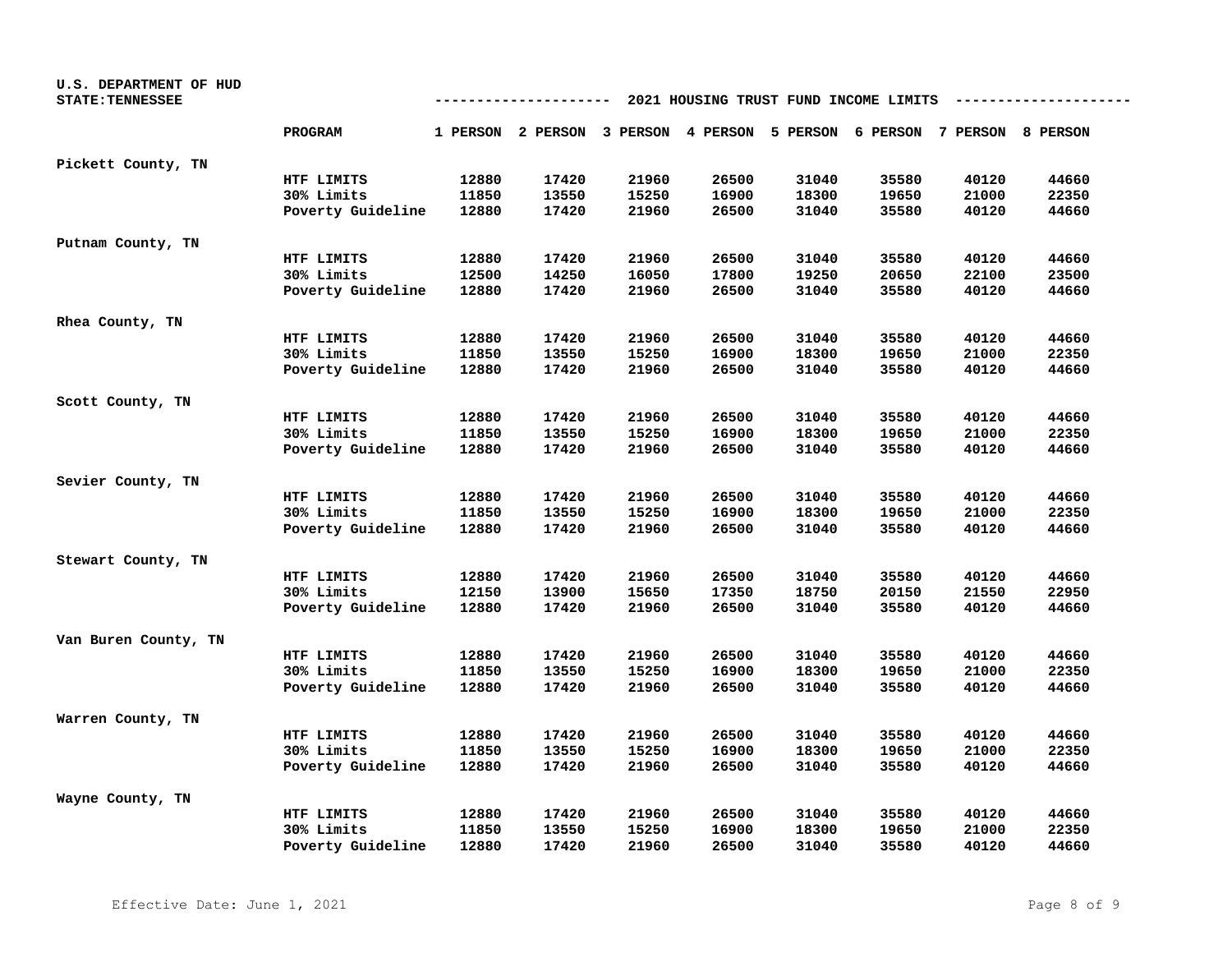U.S. DEPARTMENT OF HUD
STATE:TENNESSEE

# 2021 HOUSING TRUST FUND INCOME LIMITS

| | PROGRAM | 1 PERSON | 2 PERSON | 3 PERSON | 4 PERSON | 5 PERSON | 6 PERSON | 7 PERSON | 8 PERSON |
|---|---|---|---|---|---|---|---|---|---|
| Pickett County, TN | | | | | | | | | |
| | HTF LIMITS | 12880 | 17420 | 21960 | 26500 | 31040 | 35580 | 40120 | 44660 |
| | 30% Limits | 11850 | 13550 | 15250 | 16900 | 18300 | 19650 | 21000 | 22350 |
| | Poverty Guideline | 12880 | 17420 | 21960 | 26500 | 31040 | 35580 | 40120 | 44660 |
| Putnam County, TN | | | | | | | | | |
| | HTF LIMITS | 12880 | 17420 | 21960 | 26500 | 31040 | 35580 | 40120 | 44660 |
| | 30% Limits | 12500 | 14250 | 16050 | 17800 | 19250 | 20650 | 22100 | 23500 |
| | Poverty Guideline | 12880 | 17420 | 21960 | 26500 | 31040 | 35580 | 40120 | 44660 |
| Rhea County, TN | | | | | | | | | |
| | HTF LIMITS | 12880 | 17420 | 21960 | 26500 | 31040 | 35580 | 40120 | 44660 |
| | 30% Limits | 11850 | 13550 | 15250 | 16900 | 18300 | 19650 | 21000 | 22350 |
| | Poverty Guideline | 12880 | 17420 | 21960 | 26500 | 31040 | 35580 | 40120 | 44660 |
| Scott County, TN | | | | | | | | | |
| | HTF LIMITS | 12880 | 17420 | 21960 | 26500 | 31040 | 35580 | 40120 | 44660 |
| | 30% Limits | 11850 | 13550 | 15250 | 16900 | 18300 | 19650 | 21000 | 22350 |
| | Poverty Guideline | 12880 | 17420 | 21960 | 26500 | 31040 | 35580 | 40120 | 44660 |
| Sevier County, TN | | | | | | | | | |
| | HTF LIMITS | 12880 | 17420 | 21960 | 26500 | 31040 | 35580 | 40120 | 44660 |
| | 30% Limits | 11850 | 13550 | 15250 | 16900 | 18300 | 19650 | 21000 | 22350 |
| | Poverty Guideline | 12880 | 17420 | 21960 | 26500 | 31040 | 35580 | 40120 | 44660 |
| Stewart County, TN | | | | | | | | | |
| | HTF LIMITS | 12880 | 17420 | 21960 | 26500 | 31040 | 35580 | 40120 | 44660 |
| | 30% Limits | 12150 | 13900 | 15650 | 17350 | 18750 | 20150 | 21550 | 22950 |
| | Poverty Guideline | 12880 | 17420 | 21960 | 26500 | 31040 | 35580 | 40120 | 44660 |
| Van Buren County, TN | | | | | | | | | |
| | HTF LIMITS | 12880 | 17420 | 21960 | 26500 | 31040 | 35580 | 40120 | 44660 |
| | 30% Limits | 11850 | 13550 | 15250 | 16900 | 18300 | 19650 | 21000 | 22350 |
| | Poverty Guideline | 12880 | 17420 | 21960 | 26500 | 31040 | 35580 | 40120 | 44660 |
| Warren County, TN | | | | | | | | | |
| | HTF LIMITS | 12880 | 17420 | 21960 | 26500 | 31040 | 35580 | 40120 | 44660 |
| | 30% Limits | 11850 | 13550 | 15250 | 16900 | 18300 | 19650 | 21000 | 22350 |
| | Poverty Guideline | 12880 | 17420 | 21960 | 26500 | 31040 | 35580 | 40120 | 44660 |
| Wayne County, TN | | | | | | | | | |
| | HTF LIMITS | 12880 | 17420 | 21960 | 26500 | 31040 | 35580 | 40120 | 44660 |
| | 30% Limits | 11850 | 13550 | 15250 | 16900 | 18300 | 19650 | 21000 | 22350 |
| | Poverty Guideline | 12880 | 17420 | 21960 | 26500 | 31040 | 35580 | 40120 | 44660 |

Effective Date: June 1, 2021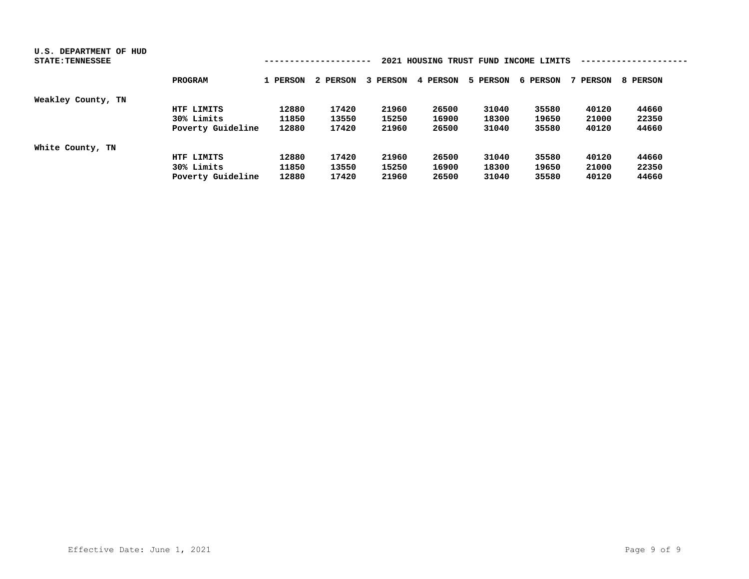U.S. DEPARTMENT OF HUD
STATE:TENNESSEE

## 2021 HOUSING TRUST FUND INCOME LIMITS

| | PROGRAM | 1 PERSON | 2 PERSON | 3 PERSON | 4 PERSON | 5 PERSON | 6 PERSON | 7 PERSON | 8 PERSON |
|---|---|---|---|---|---|---|---|---|---|
| Weakley County, TN | | | | | | | | | |
| | HTF LIMITS | 12880 | 17420 | 21960 | 26500 | 31040 | 35580 | 40120 | 44660 |
| | 30% Limits | 11850 | 13550 | 15250 | 16900 | 18300 | 19650 | 21000 | 22350 |
| | Poverty Guideline | 12880 | 17420 | 21960 | 26500 | 31040 | 35580 | 40120 | 44660 |
| White County, TN | | | | | | | | | |
| | HTF LIMITS | 12880 | 17420 | 21960 | 26500 | 31040 | 35580 | 40120 | 44660 |
| | 30% Limits | 11850 | 13550 | 15250 | 16900 | 18300 | 19650 | 21000 | 22350 |
| | Poverty Guideline | 12880 | 17420 | 21960 | 26500 | 31040 | 35580 | 40120 | 44660 |

Effective Date: June 1, 2021